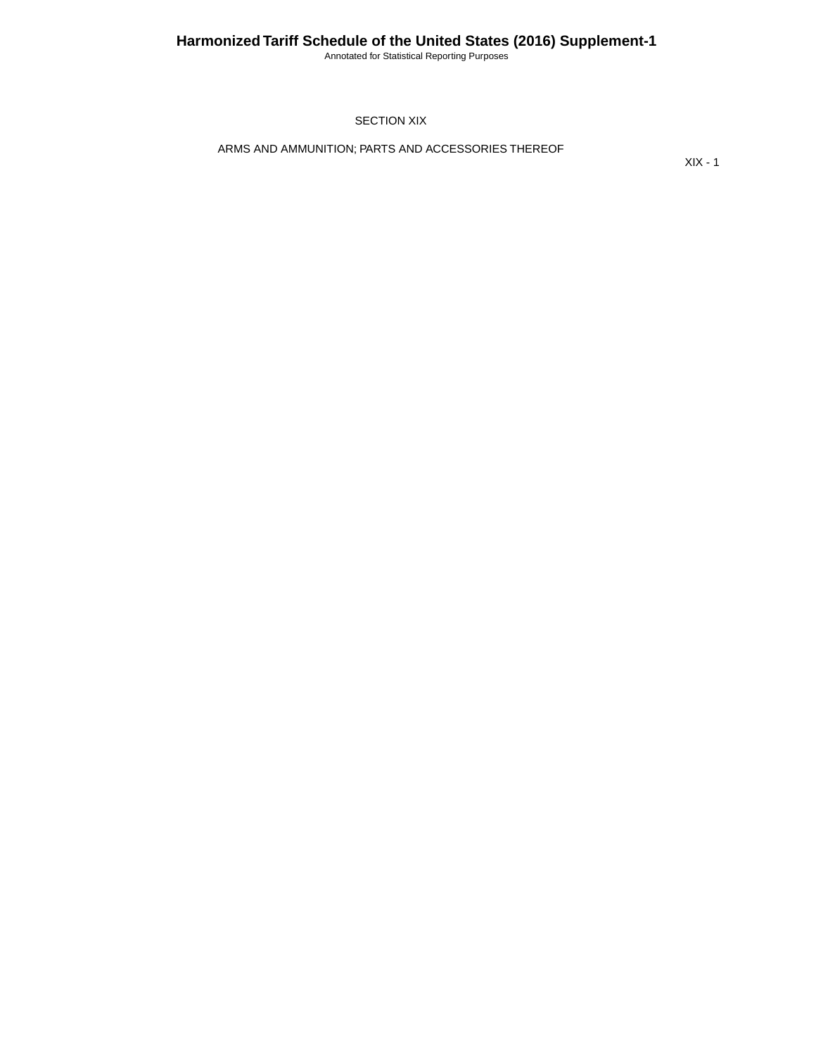# SECTION XIX

## ARMS AND AMMUNITION; PARTS AND ACCESSORIES THEREOF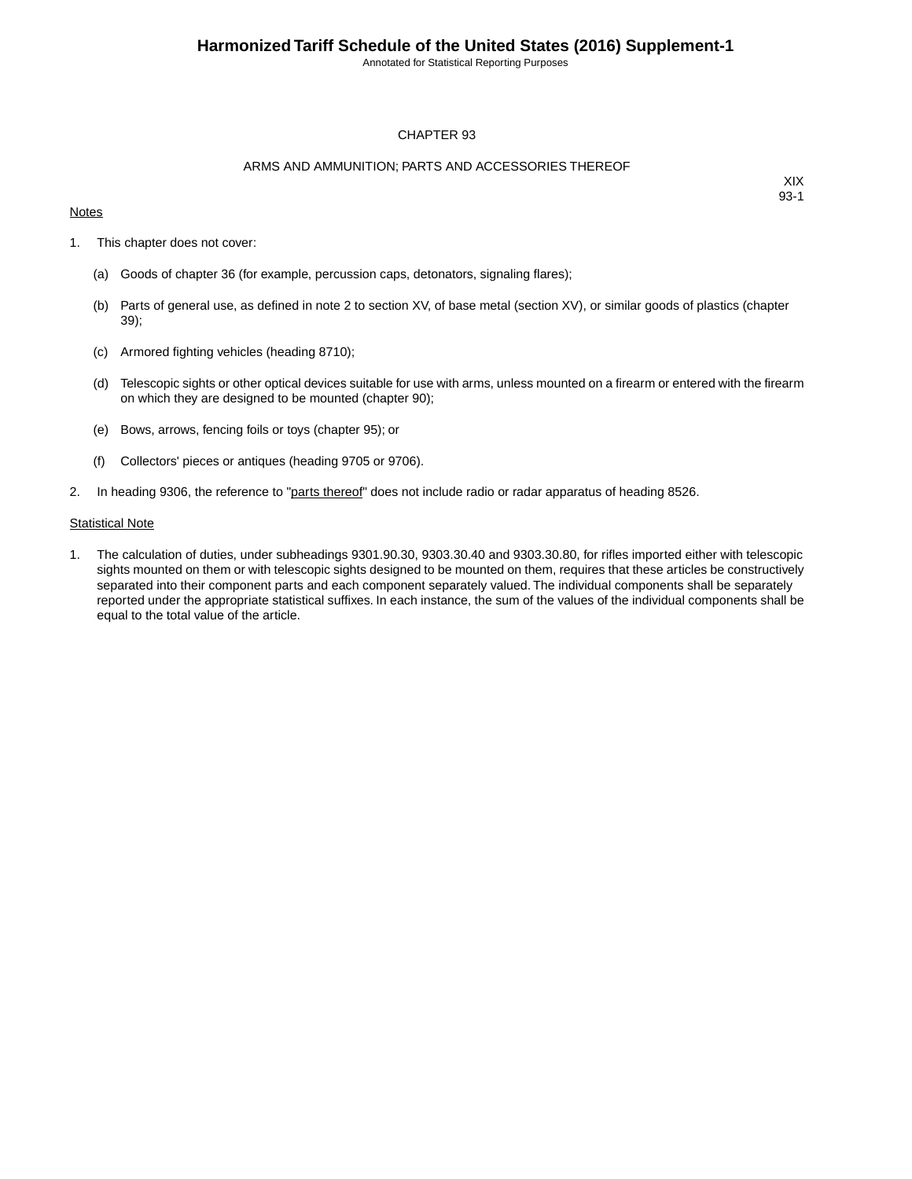# CHAPTER 93

## ARMS AND AMMUNITION; PARTS AND ACCESSORIES THEREOF

XIX
93-1

Notes

1. This chapter does not cover:

   (a) Goods of chapter 36 (for example, percussion caps, detonators, signaling flares);

   (b) Parts of general use, as defined in note 2 to section XV, of base metal (section XV), or similar goods of plastics (chapter 39);

   (c) Armored fighting vehicles (heading 8710);

   (d) Telescopic sights or other optical devices suitable for use with arms, unless mounted on a firearm or entered with the firearm on which they are designed to be mounted (chapter 90);

   (e) Bows, arrows, fencing foils or toys (chapter 95); or

   (f) Collectors' pieces or antiques (heading 9705 or 9706).

2. In heading 9306, the reference to "parts thereof" does not include radio or radar apparatus of heading 8526.

Statistical Note

1. The calculation of duties, under subheadings 9301.90.30, 9303.30.40 and 9303.30.80, for rifles imported either with telescopic sights mounted on them or with telescopic sights designed to be mounted on them, requires that these articles be constructively separated into their component parts and each component separately valued. The individual components shall be separately reported under the appropriate statistical suffixes. In each instance, the sum of the values of the individual components shall be equal to the total value of the article.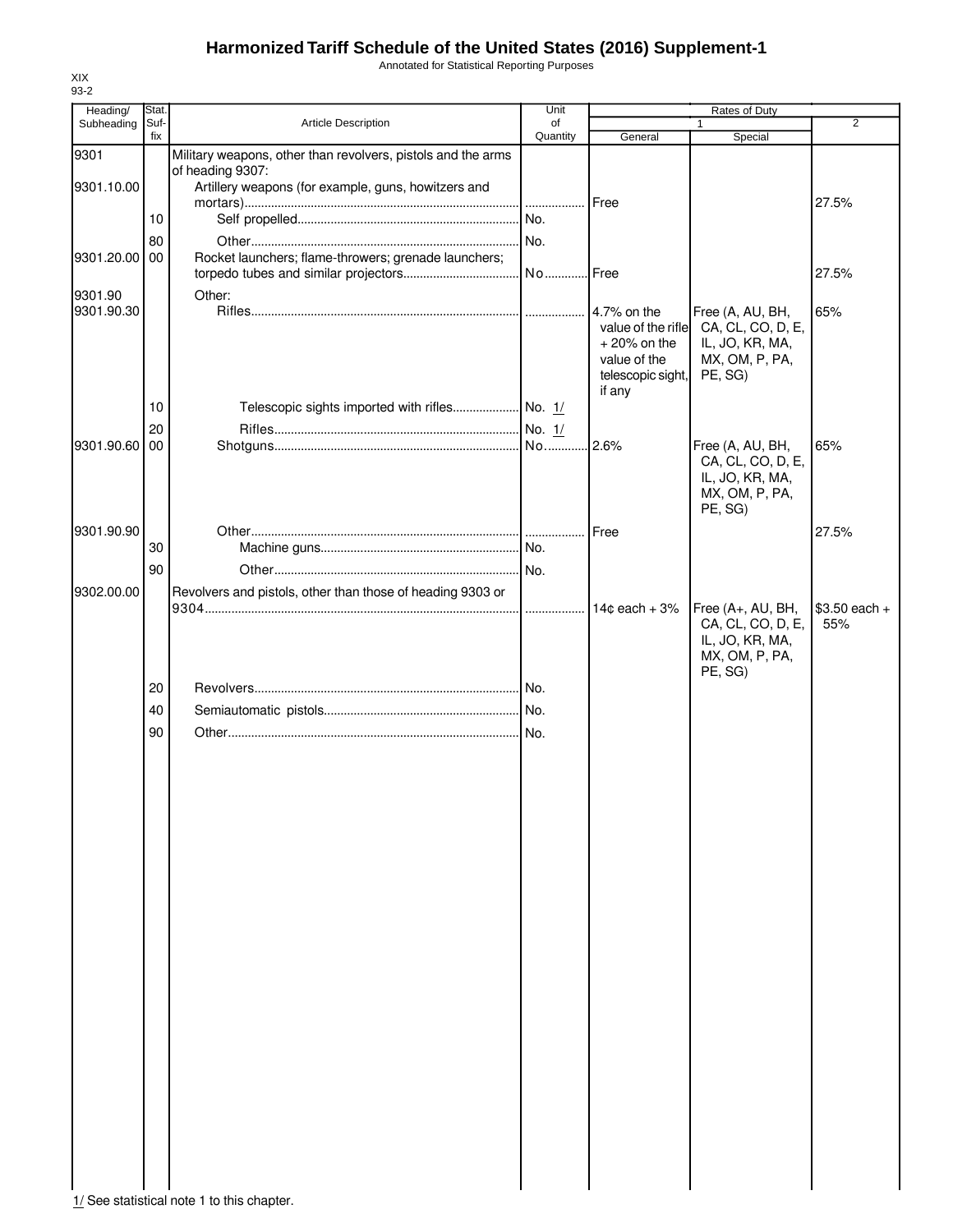# Harmonized Tariff Schedule of the United States (2016) Supplement-1

Annotated for Statistical Reporting Purposes

XIX
93-2

| Heading/ Subheading | Stat. Suf- fix | Article Description | Unit of Quantity | Rates of Duty 1 General | Rates of Duty 1 Special | Rates of Duty 2 |
|---|---|---|---|---|---|---|
| 9301 | | Military weapons, other than revolvers, pistols and the arms of heading 9307: | | | | |
| 9301.10.00 | | Artillery weapons (for example, guns, howitzers and mortars) | | Free | | 27.5% |
| | 10 | Self propelled | No. | | | |
| | 80 | Other | No. | | | |
| 9301.20.00 | 00 | Rocket launchers; flame-throwers; grenade launchers; torpedo tubes and similar projectors | No | Free | | 27.5% |
| 9301.90 | | Other: | | | | |
| 9301.90.30 | | Rifles | | 4.7% on the value of the rifle + 20% on the value of the telescopic sight, if any | Free (A, AU, BH, CA, CL, CO, D, E, IL, JO, KR, MA, MX, OM, P, PA, PE, SG) | 65% |
| | 10 | Telescopic sights imported with rifles | No. 1/ | | | |
| | 20 | Rifles | No. 1/ | | | |
| 9301.90.60 | 00 | Shotguns | No | 2.6% | Free (A, AU, BH, CA, CL, CO, D, E, IL, JO, KR, MA, MX, OM, P, PA, PE, SG) | 65% |
| 9301.90.90 | | Other | | Free | | 27.5% |
| | 30 | Machine guns | No. | | | |
| | 90 | Other | No. | | | |
| 9302.00.00 | | Revolvers and pistols, other than those of heading 9303 or 9304 | | 14¢ each + 3% | Free (A+, AU, BH, CA, CL, CO, D, E, IL, JO, KR, MA, MX, OM, P, PA, PE, SG) | $3.50 each + 55% |
| | 20 | Revolvers | No. | | | |
| | 40 | Semiautomatic pistols | No. | | | |
| | 90 | Other | No. | | | |

1/ See statistical note 1 to this chapter.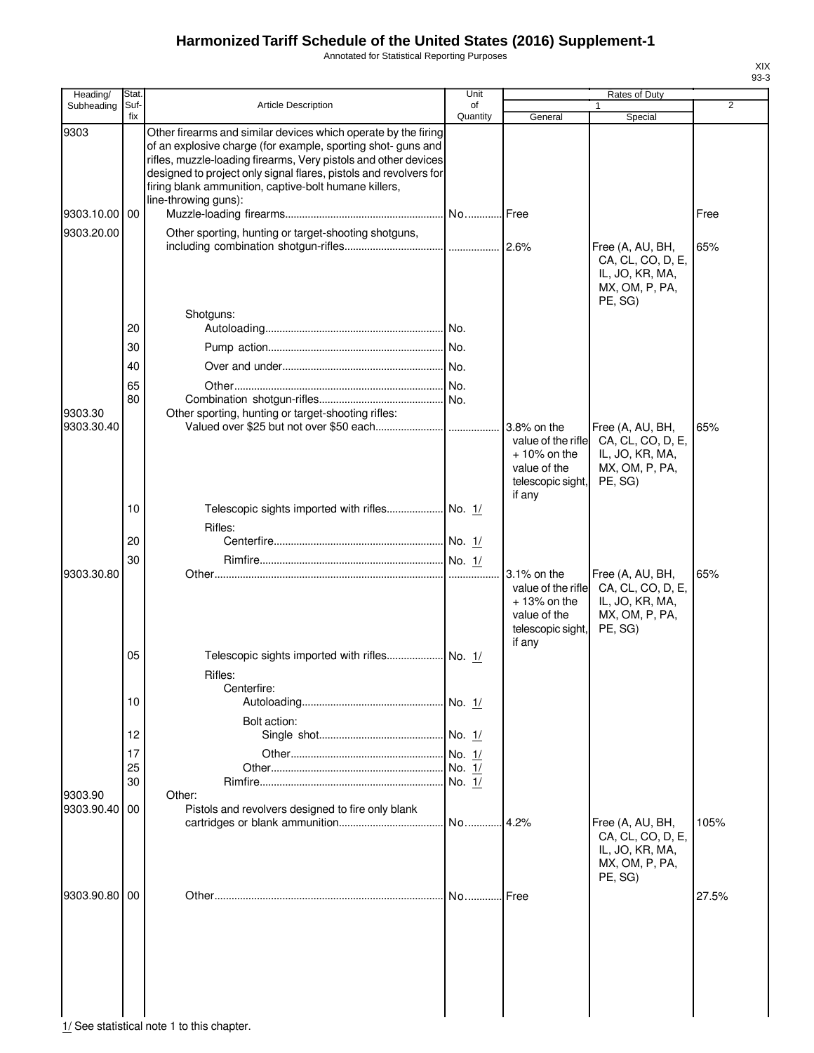# Harmonized Tariff Schedule of the United States (2016) Supplement-1

Annotated for Statistical Reporting Purposes

| Heading/ Subheading | Stat. Suf-fix | Article Description | Unit of Quantity | Rates of Duty 1 General | Special | 2 |
|---|---|---|---|---|---|---|
| 9303 | | Other firearms and similar devices which operate by the firing of an explosive charge (for example, sporting shot- guns and rifles, muzzle-loading firearms, Very pistols and other devices designed to project only signal flares, pistols and revolvers for firing blank ammunition, captive-bolt humane killers, line-throwing guns): | | | | |
| 9303.10.00 | 00 | Muzzle-loading firearms | No. | Free | | Free |
| 9303.20.00 | | Other sporting, hunting or target-shooting shotguns, including combination shotgun-rifles | | 2.6% | Free (A, AU, BH, CA, CL, CO, D, E, IL, JO, KR, MA, MX, OM, P, PA, PE, SG) | 65% |
| | | Shotguns: | | | | |
| | 20 | Autoloading | No. | | | |
| | 30 | Pump action | No. | | | |
| | 40 | Over and under | No. | | | |
| | 65 | Other | No. | | | |
| | 80 | Combination shotgun-rifles | No. | | | |
| 9303.30 | | Other sporting, hunting or target-shooting rifles: | | | | |
| 9303.30.40 | | Valued over $25 but not over $50 each | | 3.8% on the value of the rifle + 10% on the value of the telescopic sight, if any | Free (A, AU, BH, CA, CL, CO, D, E, IL, JO, KR, MA, MX, OM, P, PA, PE, SG) | 65% |
| | 10 | Telescopic sights imported with rifles | No. 1/ | | | |
| | | Rifles: | | | | |
| | 20 | Centerfire | No. 1/ | | | |
| | 30 | Rimfire | No. 1/ | | | |
| 9303.30.80 | | Other | | 3.1% on the value of the rifle + 13% on the value of the telescopic sight, if any | Free (A, AU, BH, CA, CL, CO, D, E, IL, JO, KR, MA, MX, OM, P, PA, PE, SG) | 65% |
| | 05 | Telescopic sights imported with rifles | No. 1/ | | | |
| | | Rifles: | | | | |
| | | Centerfire: | | | | |
| | 10 | Autoloading | No. 1/ | | | |
| | | Bolt action: | | | | |
| | 12 | Single shot | No. 1/ | | | |
| | 17 | Other | No. 1/ | | | |
| | 25 | Other | No. 1/ | | | |
| | 30 | Rimfire | No. 1/ | | | |
| 9303.90 | | Other: | | | | |
| 9303.90.40 | 00 | Pistols and revolvers designed to fire only blank cartridges or blank ammunition | No. | 4.2% | Free (A, AU, BH, CA, CL, CO, D, E, IL, JO, KR, MA, MX, OM, P, PA, PE, SG) | 105% |
| 9303.90.80 | 00 | Other | No. | Free | | 27.5% |

1/ See statistical note 1 to this chapter.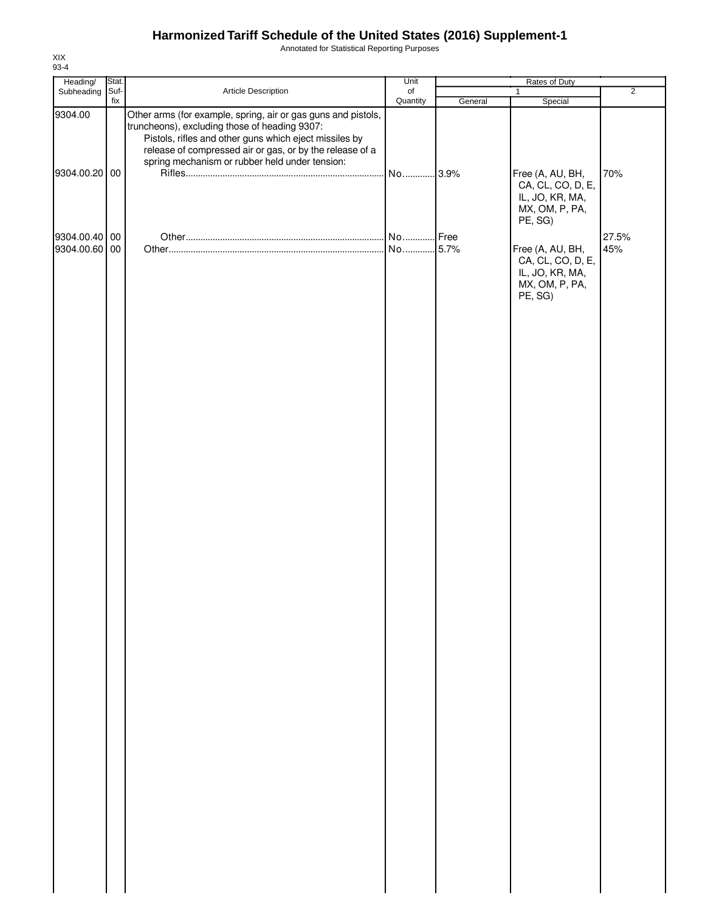# Harmonized Tariff Schedule of the United States (2016) Supplement-1

Annotated for Statistical Reporting Purposes

XIX
93-4

| Heading/ Subheading | Stat. Suf-fix | Article Description | Unit of Quantity | Rates of Duty 1 General | Rates of Duty 1 Special | Rates of Duty 2 |
|---|---|---|---|---|---|---|
| 9304.00 | | Other arms (for example, spring, air or gas guns and pistols, truncheons), excluding those of heading 9307: | | | | |
| | | Pistols, rifles and other guns which eject missiles by release of compressed air or gas, or by the release of a spring mechanism or rubber held under tension: | | | | |
| 9304.00.20 | 00 | Rifles | No. | 3.9% | Free (A, AU, BH, CA, CL, CO, D, E, IL, JO, KR, MA, MX, OM, P, PA, PE, SG) | 70% |
| 9304.00.40 | 00 | Other | No. | Free | | 27.5% |
| 9304.00.60 | 00 | Other | No. | 5.7% | Free (A, AU, BH, CA, CL, CO, D, E, IL, JO, KR, MA, MX, OM, P, PA, PE, SG) | 45% |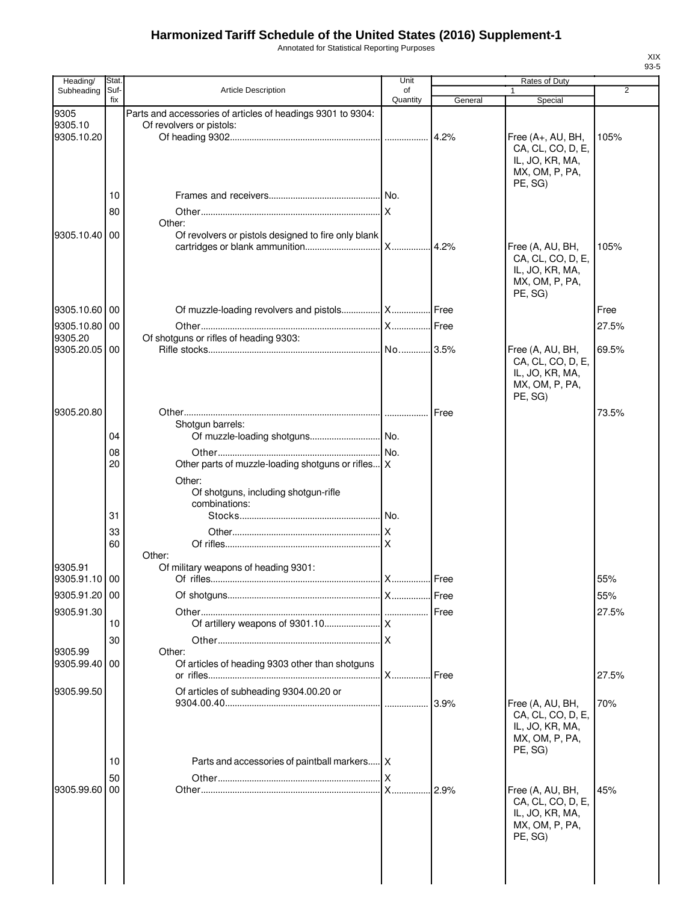# Harmonized Tariff Schedule of the United States (2016) Supplement-1

Annotated for Statistical Reporting Purposes

XIX
93-5

| Heading/ Subheading | Stat. Suf- fix | Article Description | Unit of Quantity | Rates of Duty 1 General | Special | 2 |
|---|---|---|---|---|---|---|
| 9305 | | Parts and accessories of articles of headings 9301 to 9304: | | | | |
| 9305.10 | | Of revolvers or pistols: | | | | |
| 9305.10.20 | | Of heading 9302 | | 4.2% | Free (A+, AU, BH, CA, CL, CO, D, E, IL, JO, KR, MA, MX, OM, P, PA, PE, SG) | 105% |
| | 10 | Frames and receivers | No. | | | |
| | 80 | Other | X | | | |
| | | Other: | | | | |
| 9305.10.40 | 00 | Of revolvers or pistols designed to fire only blank cartridges or blank ammunition | X | 4.2% | Free (A, AU, BH, CA, CL, CO, D, E, IL, JO, KR, MA, MX, OM, P, PA, PE, SG) | 105% |
| 9305.10.60 | 00 | Of muzzle-loading revolvers and pistols | X | Free | | Free |
| 9305.10.80 | 00 | Other | X | Free | | 27.5% |
| 9305.20 | | Of shotguns or rifles of heading 9303: | | | | |
| 9305.20.05 | 00 | Rifle stocks | No. | 3.5% | Free (A, AU, BH, CA, CL, CO, D, E, IL, JO, KR, MA, MX, OM, P, PA, PE, SG) | 69.5% |
| 9305.20.80 | | Other | | Free | | 73.5% |
| | | Shotgun barrels: | | | | |
| | 04 | Of muzzle-loading shotguns | No. | | | |
| | 08 | Other | No. | | | |
| | 20 | Other parts of muzzle-loading shotguns or rifles | X | | | |
| | | Other: | | | | |
| | | Of shotguns, including shotgun-rifle combinations: | | | | |
| | 31 | Stocks | No. | | | |
| | 33 | Other | X | | | |
| | 60 | Of rifles | X | | | |
| | | Other: | | | | |
| 9305.91 | | Of military weapons of heading 9301: | | | | |
| 9305.91.10 | 00 | Of rifles | X | Free | | 55% |
| 9305.91.20 | 00 | Of shotguns | X | Free | | 55% |
| 9305.91.30 | | Other | | Free | | 27.5% |
| | 10 | Of artillery weapons of 9301.10 | X | | | |
| | 30 | Other | X | | | |
| 9305.99 | | Other: | | | | |
| 9305.99.40 | 00 | Of articles of heading 9303 other than shotguns or rifles | X | Free | | 27.5% |
| 9305.99.50 | | Of articles of subheading 9304.00.20 or 9304.00.40 | | 3.9% | Free (A, AU, BH, CA, CL, CO, D, E, IL, JO, KR, MA, MX, OM, P, PA, PE, SG) | 70% |
| | 10 | Parts and accessories of paintball markers | X | | | |
| | 50 | Other | X | | | |
| 9305.99.60 | 00 | Other | X | 2.9% | Free (A, AU, BH, CA, CL, CO, D, E, IL, JO, KR, MA, MX, OM, P, PA, PE, SG) | 45% |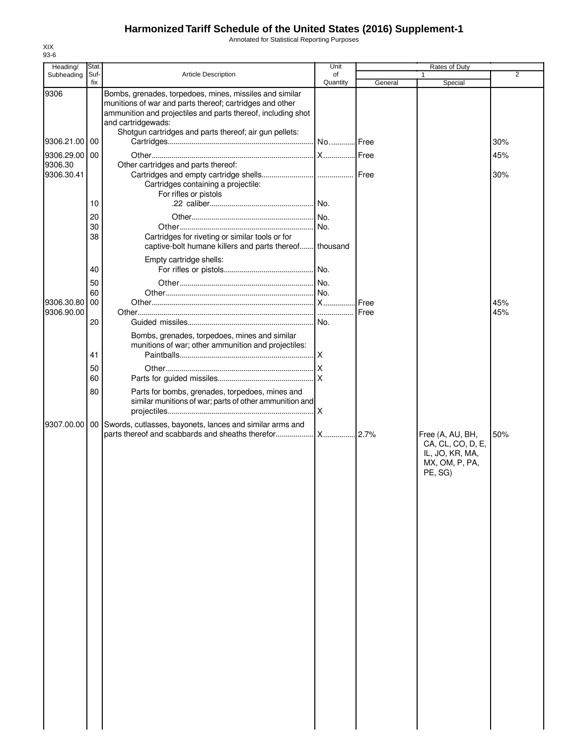# Harmonized Tariff Schedule of the United States (2016) Supplement-1

Annotated for Statistical Reporting Purposes

XIX
93-6

| Heading/ Subheading | Stat. Suf- fix | Article Description | Unit of Quantity | Rates of Duty 1 General | Special | 2 |
|---|---|---|---|---|---|---|
| 9306 | | Bombs, grenades, torpedoes, mines, missiles and similar munitions of war and parts thereof; cartridges and other ammunition and projectiles and parts thereof, including shot and cartridgewads: | | | | |
| | | Shotgun cartridges and parts thereof; air gun pellets: | | | | |
| 9306.21.00 | 00 | Cartridges | No. | Free | | 30% |
| 9306.29.00 | 00 | Other | X | Free | | 45% |
| 9306.30 | | Other cartridges and parts thereof: | | | | |
| 9306.30.41 | | Cartridges and empty cartridge shells | | Free | | 30% |
| | | Cartridges containing a projectile: | | | | |
| | | For rifles or pistols | | | | |
| | 10 | .22 caliber | No. | | | |
| | 20 | Other | No. | | | |
| | 30 | Other | No. | | | |
| | 38 | Cartridges for riveting or similar tools or for captive-bolt humane killers and parts thereof | thousand | | | |
| | | Empty cartridge shells: | | | | |
| | 40 | For rifles or pistols | No. | | | |
| | 50 | Other | No. | | | |
| | 60 | Other | No. | | | |
| 9306.30.80 | 00 | Other | X | Free | | 45% |
| 9306.90.00 | | Other | | Free | | 45% |
| | 20 | Guided missiles | No. | | | |
| | | Bombs, grenades, torpedoes, mines and similar munitions of war; other ammunition and projectiles: | | | | |
| | 41 | Paintballs | X | | | |
| | 50 | Other | X | | | |
| | 60 | Parts for guided missiles | X | | | |
| | 80 | Parts for bombs, grenades, torpedoes, mines and similar munitions of war; parts of other ammunition and projectiles | X | | | |
| 9307.00.00 | 00 | Swords, cutlasses, bayonets, lances and similar arms and parts thereof and scabbards and sheaths therefor | X | 2.7% | Free (A, AU, BH, CA, CL, CO, D, E, IL, JO, KR, MA, MX, OM, P, PA, PE, SG) | 50% |